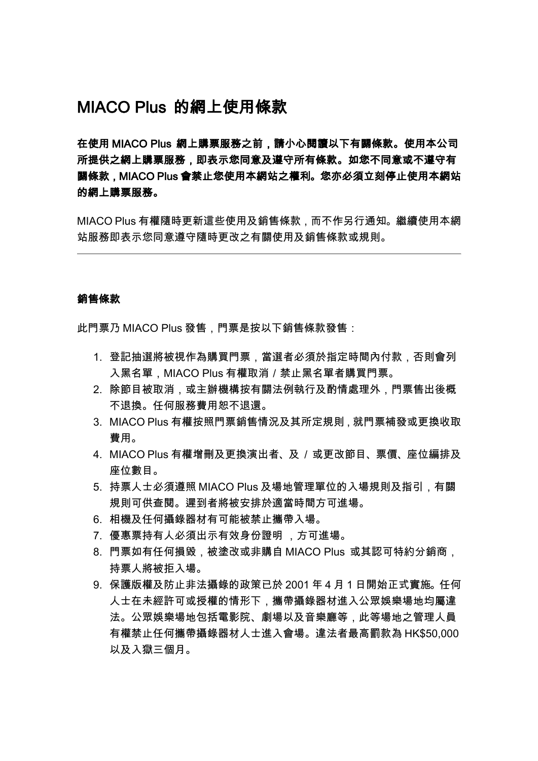# MIACO Plus 的網上使用條款

**在使用 MIACO Plus 網上購票服務之前，請小心閱讀以下有關條款。使用本公司所提供之網上購票服務，即表示您同意及遵守所有條款。如您不同意或不遵守有關條款，MIACO Plus 會禁止您使用本網站之權利。您亦必須立刻停止使用本網站的網上購票服務。**

MIACO Plus 有權隨時更新這些使用及銷售條款，而不作另行通知。繼續使用本網站服務即表示您同意遵守隨時更改之有關使用及銷售條款或規則。

---

**銷售條款**

此門票乃 MIACO Plus 發售，門票是按以下銷售條款發售：

1. 登記抽選將被視作為購買門票，當選者必須於指定時間內付款，否則會列入黑名單，MIACO Plus 有權取消 / 禁止黑名單者購買門票。
2. 除節目被取消，或主辦機構按有關法例執行及酌情處理外，門票售出後概不退換。任何服務費用恕不退還。
3. MIACO Plus 有權按照門票銷售情況及其所定規則，就門票補發或更換收取費用。
4. MIACO Plus 有權增刪及更換演出者、及 / 或更改節目、票價、座位編排及座位數目。
5. 持票人士必須遵照 MIACO Plus 及場地管理單位的入場規則及指引，有關規則可供查閱。遲到者將被安排於適當時間方可進場。
6. 相機及任何攝錄器材有可能被禁止攜帶入場。
7. 優惠票持有人必須出示有效身份證明 ，方可進場。
8. 門票如有任何損毀，被塗改或非購自 MIACO Plus 或其認可特約分銷商，持票人將被拒入場。
9. 保護版權及防止非法攝錄的政策已於 2001 年 4 月 1 日開始正式實施。任何人士在未經許可或授權的情形下，攜帶攝錄器材進入公眾娛樂場地均屬違法。公眾娛樂場地包括電影院、劇場以及音樂廳等，此等場地之管理人員有權禁止任何攜帶攝錄器材人士進入會場。違法者最高罰款為 HK$50,000 以及入獄三個月。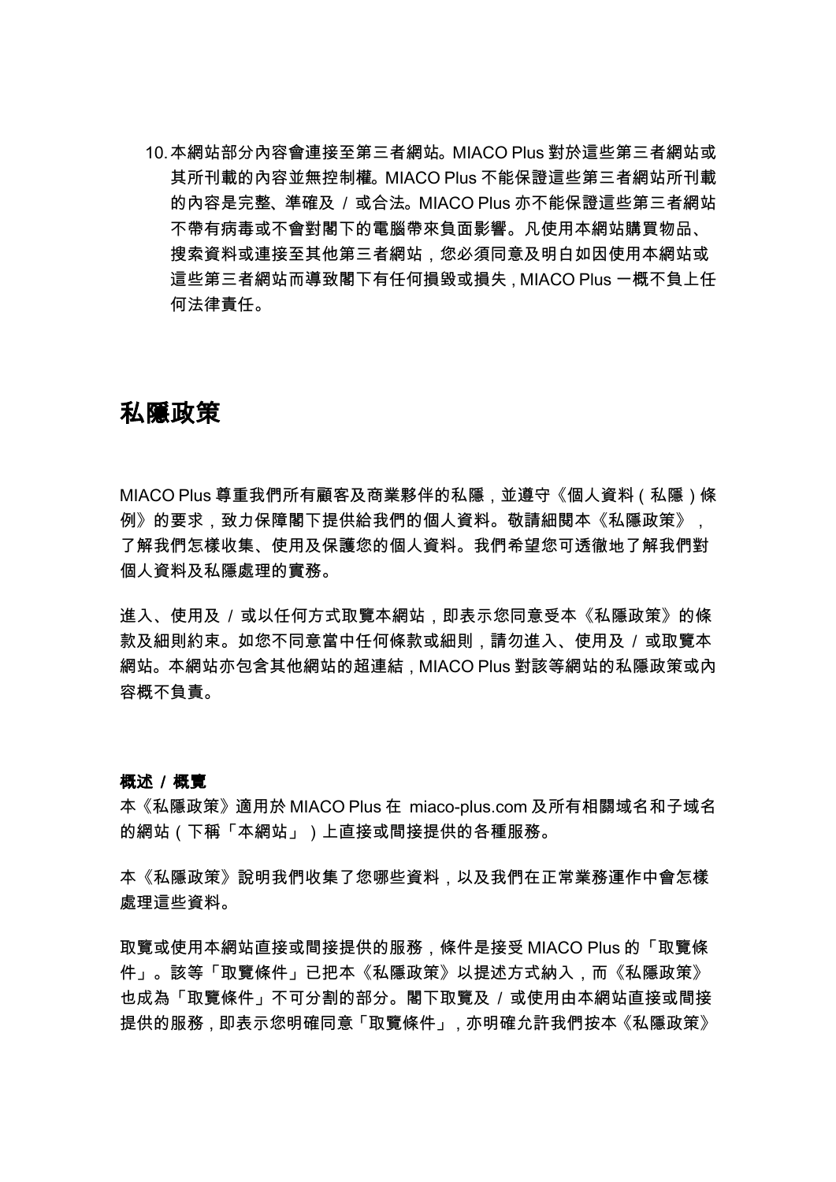10. 本網站部分內容會連接至第三者網站。MIACO Plus 對於這些第三者網站或其所刊載的內容並無控制權。MIACO Plus 不能保證這些第三者網站所刊載的內容是完整、準確及 / 或合法。MIACO Plus 亦不能保證這些第三者網站不帶有病毒或不會對閣下的電腦帶來負面影響。凡使用本網站購買物品、搜索資料或連接至其他第三者網站，您必須同意及明白如因使用本網站或這些第三者網站而導致閣下有任何損毀或損失，MIACO Plus 一概不負上任何法律責任。

# 私隱政策

MIACO Plus 尊重我們所有顧客及商業夥伴的私隱，並遵守《個人資料（私隱）條例》的要求，致力保障閣下提供給我們的個人資料。敬請細閱本《私隱政策》，了解我們怎樣收集、使用及保護您的個人資料。我們希望您可透徹地了解我們對個人資料及私隱處理的實務。

進入、使用及 / 或以任何方式取覽本網站，即表示您同意受本《私隱政策》的條款及細則約束。如您不同意當中任何條款或細則，請勿進入、使用及 / 或取覽本網站。本網站亦包含其他網站的超連結，MIACO Plus 對該等網站的私隱政策或內容概不負責。

**概述 / 概覽**

本《私隱政策》適用於 MIACO Plus 在 miaco-plus.com 及所有相關域名和子域名的網站（下稱「本網站」）上直接或間接提供的各種服務。

本《私隱政策》說明我們收集了您哪些資料，以及我們在正常業務運作中會怎樣處理這些資料。

取覽或使用本網站直接或間接提供的服務，條件是接受 MIACO Plus 的「取覽條件」。該等「取覽條件」已把本《私隱政策》以提述方式納入，而《私隱政策》也成為「取覽條件」不可分割的部分。閣下取覽及 / 或使用由本網站直接或間接提供的服務，即表示您明確同意「取覽條件」，亦明確允許我們按本《私隱政策》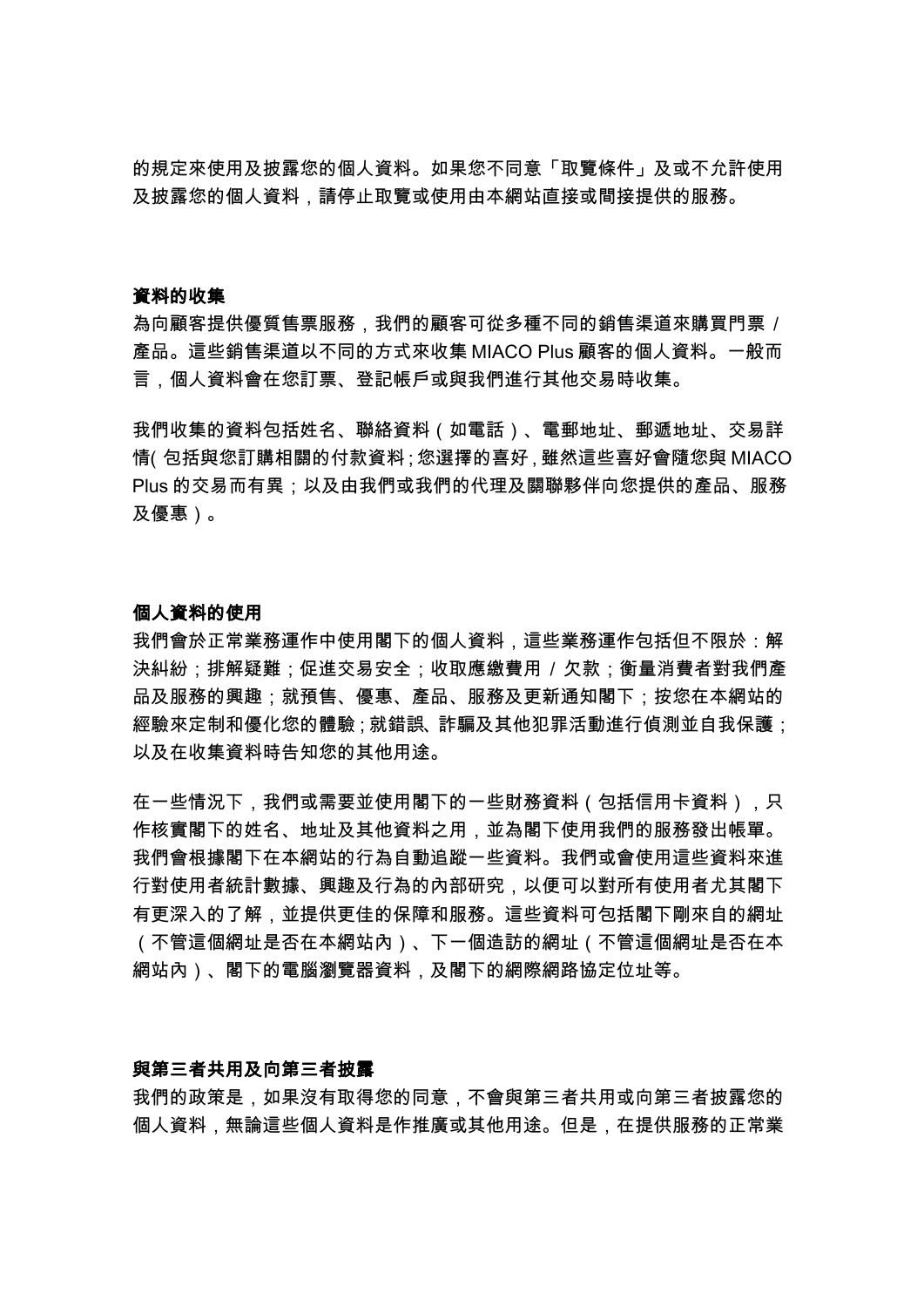的規定來使用及披露您的個人資料。如果您不同意「取覽條件」及或不允許使用及披露您的個人資料，請停止取覽或使用由本網站直接或間接提供的服務。

**資料的收集**

為向顧客提供優質售票服務，我們的顧客可從多種不同的銷售渠道來購買門票 / 產品。這些銷售渠道以不同的方式來收集 MIACO Plus 顧客的個人資料。一般而言，個人資料會在您訂票、登記帳戶或與我們進行其他交易時收集。

我們收集的資料包括姓名、聯絡資料（如電話）、電郵地址、郵遞地址、交易詳情( 包括與您訂購相關的付款資料 ; 您選擇的喜好 , 雖然這些喜好會隨您與 MIACO Plus 的交易而有異；以及由我們或我們的代理及關聯夥伴向您提供的產品、服務及優惠）。

**個人資料的使用**

我們會於正常業務運作中使用閣下的個人資料，這些業務運作包括但不限於：解決糾紛；排解疑難；促進交易安全；收取應繳費用 / 欠款；衡量消費者對我們產品及服務的興趣；就預售、優惠、產品、服務及更新通知閣下；按您在本網站的經驗來定制和優化您的體驗 ; 就錯誤、詐騙及其他犯罪活動進行偵測並自我保護；以及在收集資料時告知您的其他用途。

在一些情況下，我們或需要並使用閣下的一些財務資料（包括信用卡資料），只作核實閣下的姓名、地址及其他資料之用，並為閣下使用我們的服務發出帳單。我們會根據閣下在本網站的行為自動追蹤一些資料。我們或會使用這些資料來進行對使用者統計數據、興趣及行為的內部研究，以便可以對所有使用者尤其閣下有更深入的了解，並提供更佳的保障和服務。這些資料可包括閣下剛來自的網址（不管這個網址是否在本網站內）、下一個造訪的網址（不管這個網址是否在本網站內）、閣下的電腦瀏覽器資料，及閣下的網際網路協定位址等。

**與第三者共用及向第三者披露**

我們的政策是，如果沒有取得您的同意，不會與第三者共用或向第三者披露您的個人資料，無論這些個人資料是作推廣或其他用途。但是，在提供服務的正常業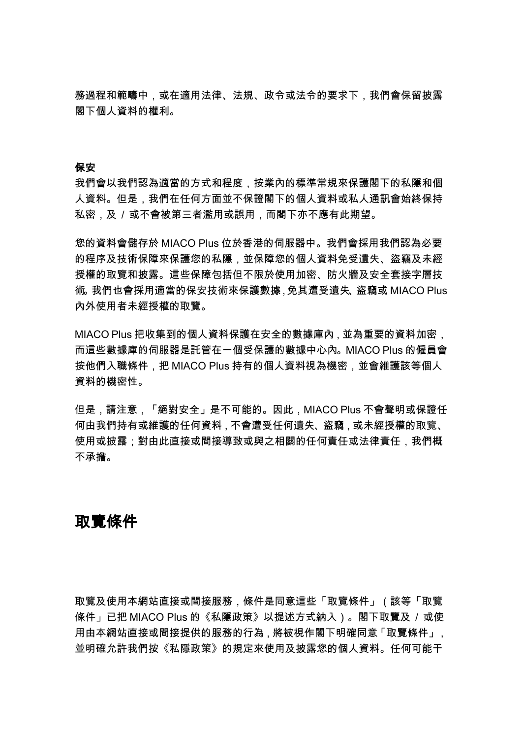務過程和範疇中，或在適用法律、法規、政令或法令的要求下，我們會保留披露閣下個人資料的權利。

**保安**

我們會以我們認為適當的方式和程度，按業內的標準常規來保護閣下的私隱和個人資料。但是，我們在任何方面並不保證閣下的個人資料或私人通訊會始終保持私密，及 / 或不會被第三者濫用或誤用，而閣下亦不應有此期望。

您的資料會儲存於 MIACO Plus 位於香港的伺服器中。我們會採用我們認為必要的程序及技術保障來保護您的私隱，並保障您的個人資料免受遺失、盜竊及未經授權的取覽和披露。這些保障包括但不限於使用加密、防火牆及安全套接字層技術。我們也會採用適當的保安技術來保護數據，免其遭受遺失、盜竊或 MIACO Plus 內外使用者未經授權的取覽。

MIACO Plus 把收集到的個人資料保護在安全的數據庫內，並為重要的資料加密，而這些數據庫的伺服器是託管在一個受保護的數據中心內。MIACO Plus 的僱員會按他們入職條件，把 MIACO Plus 持有的個人資料視為機密，並會維護該等個人資料的機密性。

但是，請注意，「絕對安全」是不可能的。因此，MIACO Plus 不會聲明或保證任何由我們持有或維護的任何資料，不會遭受任何遺失、盜竊，或未經授權的取覽、使用或披露；對由此直接或間接導致或與之相關的任何責任或法律責任，我們概不承擔。

# 取覽條件

取覽及使用本網站直接或間接服務，條件是同意這些「取覽條件」（該等「取覽條件」已把 MIACO Plus 的《私隱政策》以提述方式納入）。閣下取覽及 / 或使用由本網站直接或間接提供的服務的行為，將被視作閣下明確同意「取覽條件」，並明確允許我們按《私隱政策》的規定來使用及披露您的個人資料。任何可能干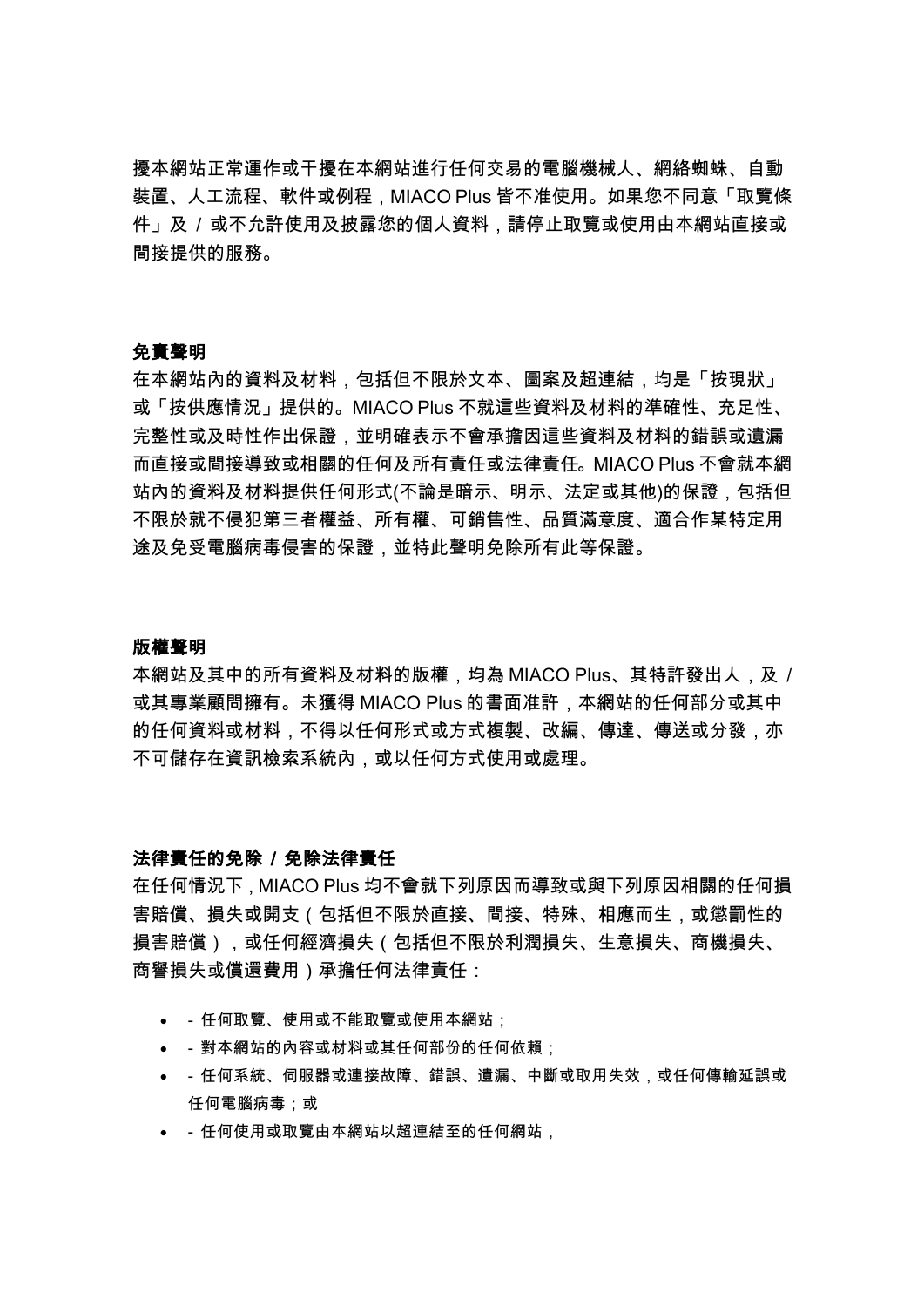擾本網站正常運作或干擾在本網站進行任何交易的電腦機械人、網絡蜘蛛、自動裝置、人工流程、軟件或例程，MIACO Plus 皆不准使用。如果您不同意「取覽條件」及 / 或不允許使用及披露您的個人資料，請停止取覽或使用由本網站直接或間接提供的服務。

**免責聲明**

在本網站內的資料及材料，包括但不限於文本、圖案及超連結，均是「按現狀」或「按供應情況」提供的。MIACO Plus 不就這些資料及材料的準確性、充足性、完整性或及時性作出保證，並明確表示不會承擔因這些資料及材料的錯誤或遺漏而直接或間接導致或相關的任何及所有責任或法律責任。MIACO Plus 不會就本網站內的資料及材料提供任何形式(不論是暗示、明示、法定或其他)的保證，包括但不限於就不侵犯第三者權益、所有權、可銷售性、品質滿意度、適合作某特定用途及免受電腦病毒侵害的保證，並特此聲明免除所有此等保證。

**版權聲明**

本網站及其中的所有資料及材料的版權，均為 MIACO Plus、其特許發出人，及 / 或其專業顧問擁有。未獲得 MIACO Plus 的書面准許，本網站的任何部分或其中的任何資料或材料，不得以任何形式或方式複製、改編、傳達、傳送或分發，亦不可儲存在資訊檢索系統內，或以任何方式使用或處理。

**法律責任的免除 / 免除法律責任**

在任何情況下, MIACO Plus 均不會就下列原因而導致或與下列原因相關的任何損害賠償、損失或開支（包括但不限於直接、間接、特殊、相應而生，或懲罰性的損害賠償），或任何經濟損失（包括但不限於利潤損失、生意損失、商機損失、商譽損失或償還費用）承擔任何法律責任：

- - 任何取覽、使用或不能取覽或使用本網站；
- - 對本網站的內容或材料或其任何部份的任何依賴；
- - 任何系統、伺服器或連接故障、錯誤、遺漏、中斷或取用失效，或任何傳輸延誤或任何電腦病毒；或
- - 任何使用或取覽由本網站以超連結至的任何網站，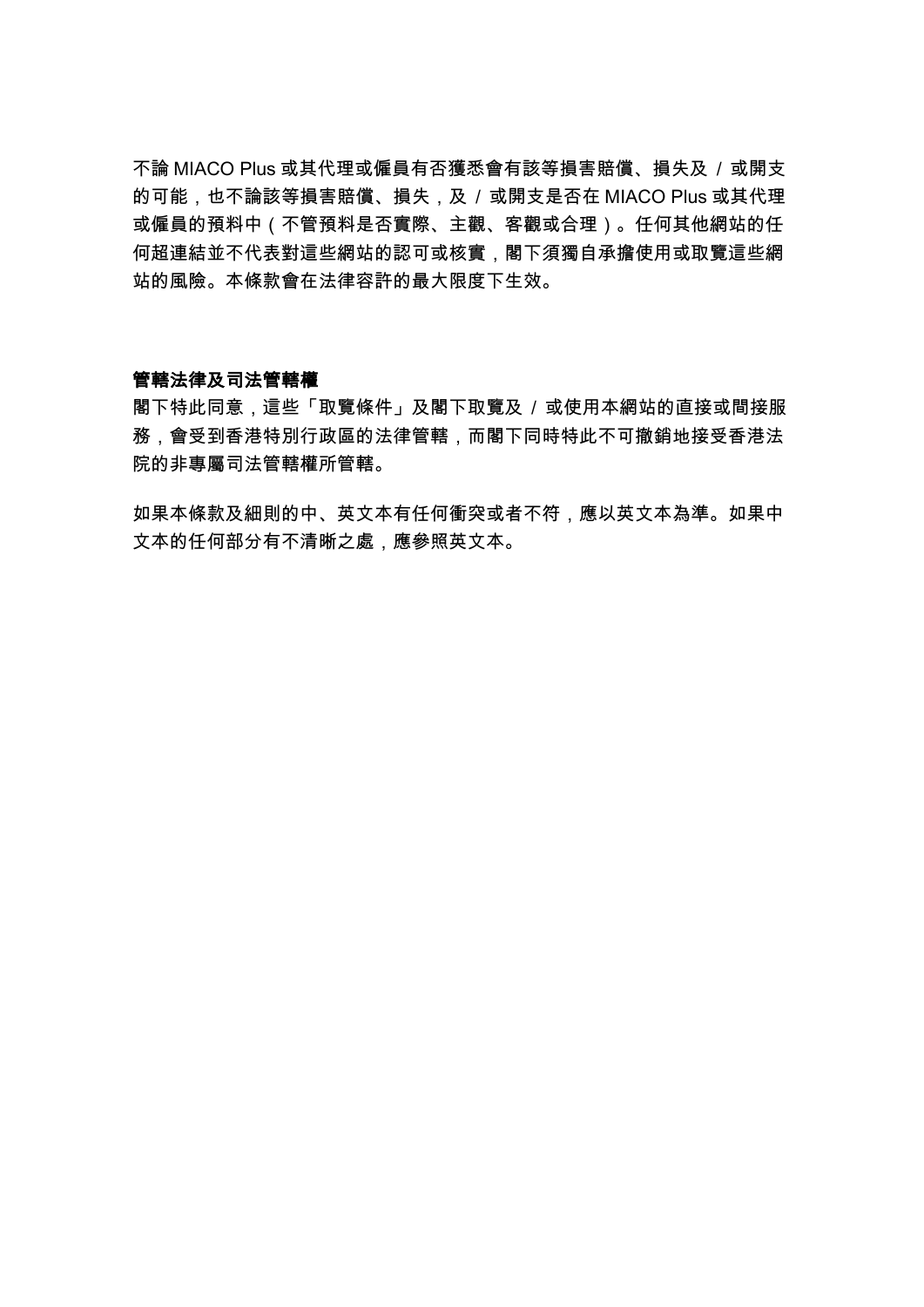不論 MIACO Plus 或其代理或僱員有否獲悉會有該等損害賠償、損失及 / 或開支的可能，也不論該等損害賠償、損失，及 / 或開支是否在 MIACO Plus 或其代理或僱員的預料中（不管預料是否實際、主觀、客觀或合理）。任何其他網站的任何超連結並不代表對這些網站的認可或核實，閣下須獨自承擔使用或取覽這些網站的風險。本條款會在法律容許的最大限度下生效。

**管轄法律及司法管轄權**

閣下特此同意，這些「取覽條件」及閣下取覽及 / 或使用本網站的直接或間接服務，會受到香港特別行政區的法律管轄，而閣下同時特此不可撤銷地接受香港法院的非專屬司法管轄權所管轄。

如果本條款及細則的中、英文本有任何衝突或者不符，應以英文本為準。如果中文本的任何部分有不清晰之處，應參照英文本。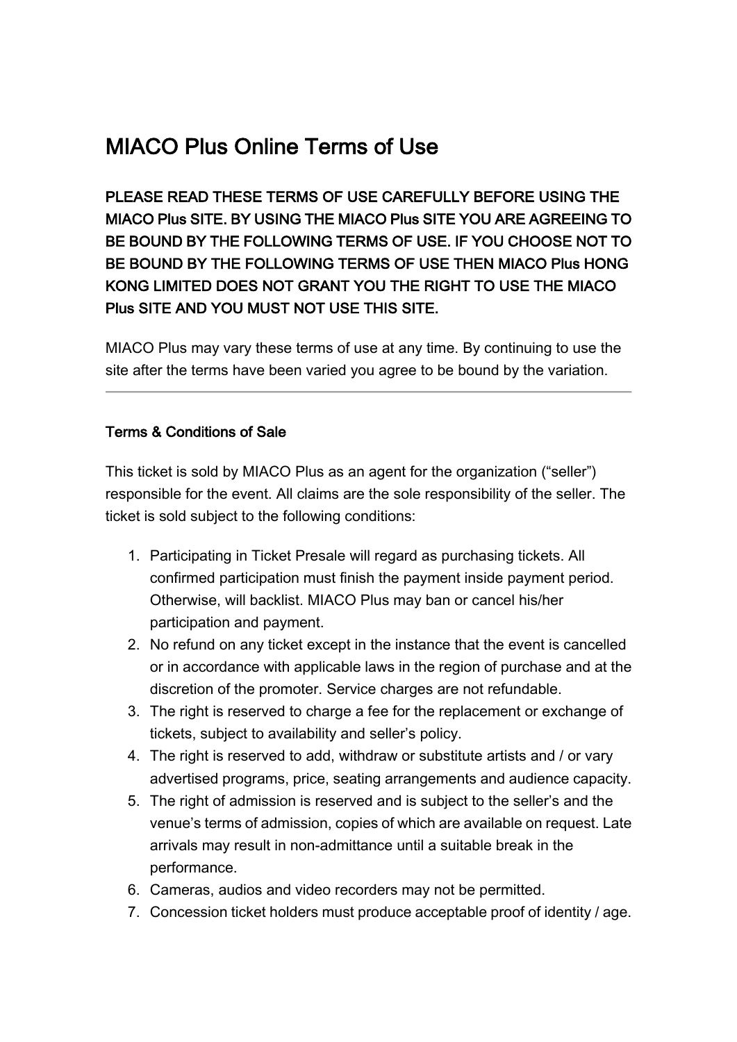# MIACO Plus Online Terms of Use

**PLEASE READ THESE TERMS OF USE CAREFULLY BEFORE USING THE MIACO Plus SITE. BY USING THE MIACO Plus SITE YOU ARE AGREEING TO BE BOUND BY THE FOLLOWING TERMS OF USE. IF YOU CHOOSE NOT TO BE BOUND BY THE FOLLOWING TERMS OF USE THEN MIACO Plus HONG KONG LIMITED DOES NOT GRANT YOU THE RIGHT TO USE THE MIACO Plus SITE AND YOU MUST NOT USE THIS SITE.**

MIACO Plus may vary these terms of use at any time. By continuing to use the site after the terms have been varied you agree to be bound by the variation.

---

**Terms & Conditions of Sale**

This ticket is sold by MIACO Plus as an agent for the organization (“seller”) responsible for the event. All claims are the sole responsibility of the seller. The ticket is sold subject to the following conditions:

1. Participating in Ticket Presale will regard as purchasing tickets. All confirmed participation must finish the payment inside payment period. Otherwise, will backlist. MIACO Plus may ban or cancel his/her participation and payment.
2. No refund on any ticket except in the instance that the event is cancelled or in accordance with applicable laws in the region of purchase and at the discretion of the promoter. Service charges are not refundable.
3. The right is reserved to charge a fee for the replacement or exchange of tickets, subject to availability and seller’s policy.
4. The right is reserved to add, withdraw or substitute artists and / or vary advertised programs, price, seating arrangements and audience capacity.
5. The right of admission is reserved and is subject to the seller’s and the venue’s terms of admission, copies of which are available on request. Late arrivals may result in non-admittance until a suitable break in the performance.
6. Cameras, audios and video recorders may not be permitted.
7. Concession ticket holders must produce acceptable proof of identity / age.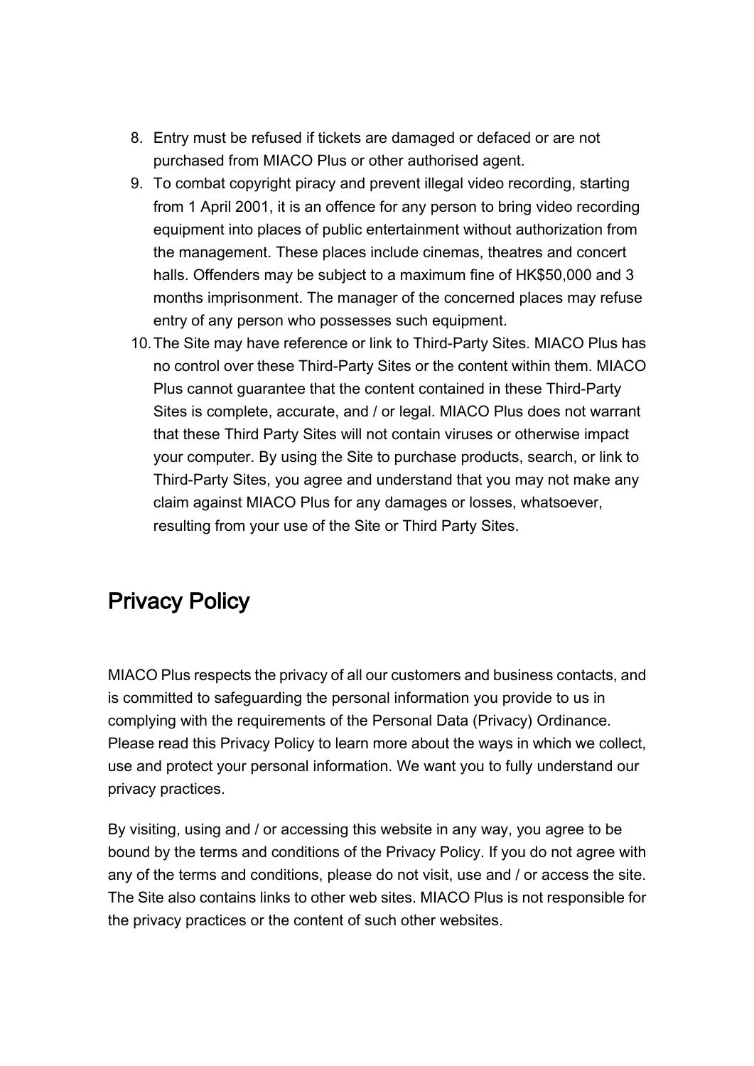8. Entry must be refused if tickets are damaged or defaced or are not purchased from MIACO Plus or other authorised agent.
9. To combat copyright piracy and prevent illegal video recording, starting from 1 April 2001, it is an offence for any person to bring video recording equipment into places of public entertainment without authorization from the management. These places include cinemas, theatres and concert halls. Offenders may be subject to a maximum fine of HK$50,000 and 3 months imprisonment. The manager of the concerned places may refuse entry of any person who possesses such equipment.
10. The Site may have reference or link to Third-Party Sites. MIACO Plus has no control over these Third-Party Sites or the content within them. MIACO Plus cannot guarantee that the content contained in these Third-Party Sites is complete, accurate, and / or legal. MIACO Plus does not warrant that these Third Party Sites will not contain viruses or otherwise impact your computer. By using the Site to purchase products, search, or link to Third-Party Sites, you agree and understand that you may not make any claim against MIACO Plus for any damages or losses, whatsoever, resulting from your use of the Site or Third Party Sites.

## Privacy Policy

MIACO Plus respects the privacy of all our customers and business contacts, and is committed to safeguarding the personal information you provide to us in complying with the requirements of the Personal Data (Privacy) Ordinance. Please read this Privacy Policy to learn more about the ways in which we collect, use and protect your personal information. We want you to fully understand our privacy practices.

By visiting, using and / or accessing this website in any way, you agree to be bound by the terms and conditions of the Privacy Policy. If you do not agree with any of the terms and conditions, please do not visit, use and / or access the site. The Site also contains links to other web sites. MIACO Plus is not responsible for the privacy practices or the content of such other websites.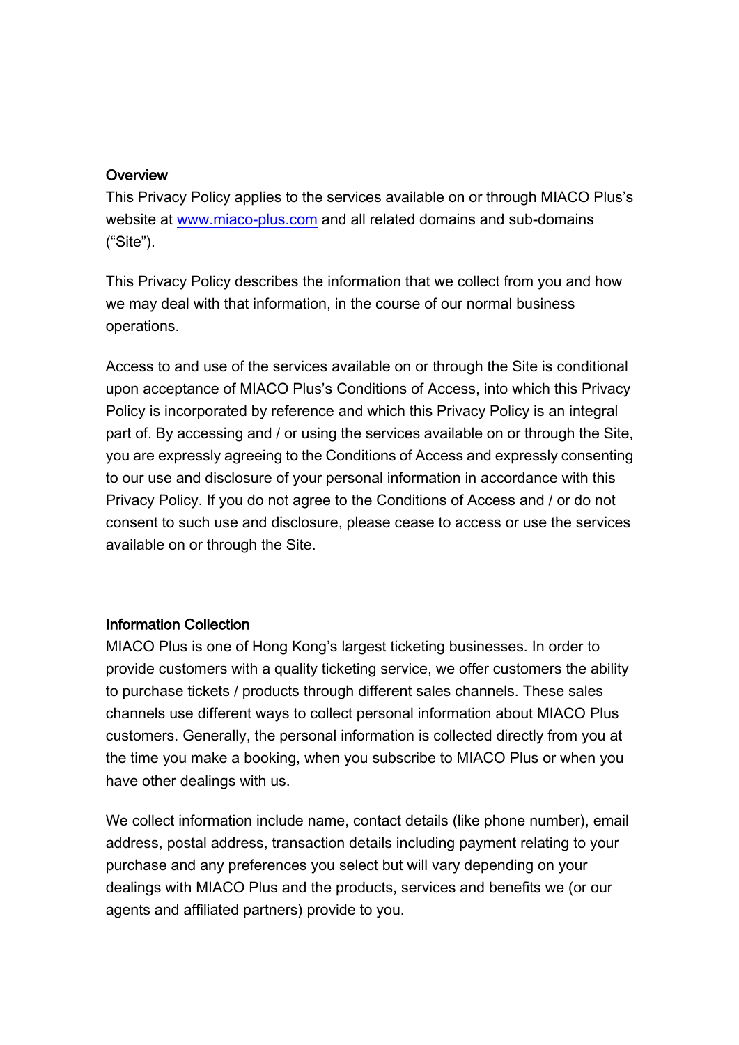## Overview

This Privacy Policy applies to the services available on or through MIACO Plus's website at [www.miaco-plus.com](http://www.miaco-plus.com) and all related domains and sub-domains ("Site").

This Privacy Policy describes the information that we collect from you and how we may deal with that information, in the course of our normal business operations.

Access to and use of the services available on or through the Site is conditional upon acceptance of MIACO Plus's Conditions of Access, into which this Privacy Policy is incorporated by reference and which this Privacy Policy is an integral part of. By accessing and / or using the services available on or through the Site, you are expressly agreeing to the Conditions of Access and expressly consenting to our use and disclosure of your personal information in accordance with this Privacy Policy. If you do not agree to the Conditions of Access and / or do not consent to such use and disclosure, please cease to access or use the services available on or through the Site.

## Information Collection

MIACO Plus is one of Hong Kong's largest ticketing businesses. In order to provide customers with a quality ticketing service, we offer customers the ability to purchase tickets / products through different sales channels. These sales channels use different ways to collect personal information about MIACO Plus customers. Generally, the personal information is collected directly from you at the time you make a booking, when you subscribe to MIACO Plus or when you have other dealings with us.

We collect information include name, contact details (like phone number), email address, postal address, transaction details including payment relating to your purchase and any preferences you select but will vary depending on your dealings with MIACO Plus and the products, services and benefits we (or our agents and affiliated partners) provide to you.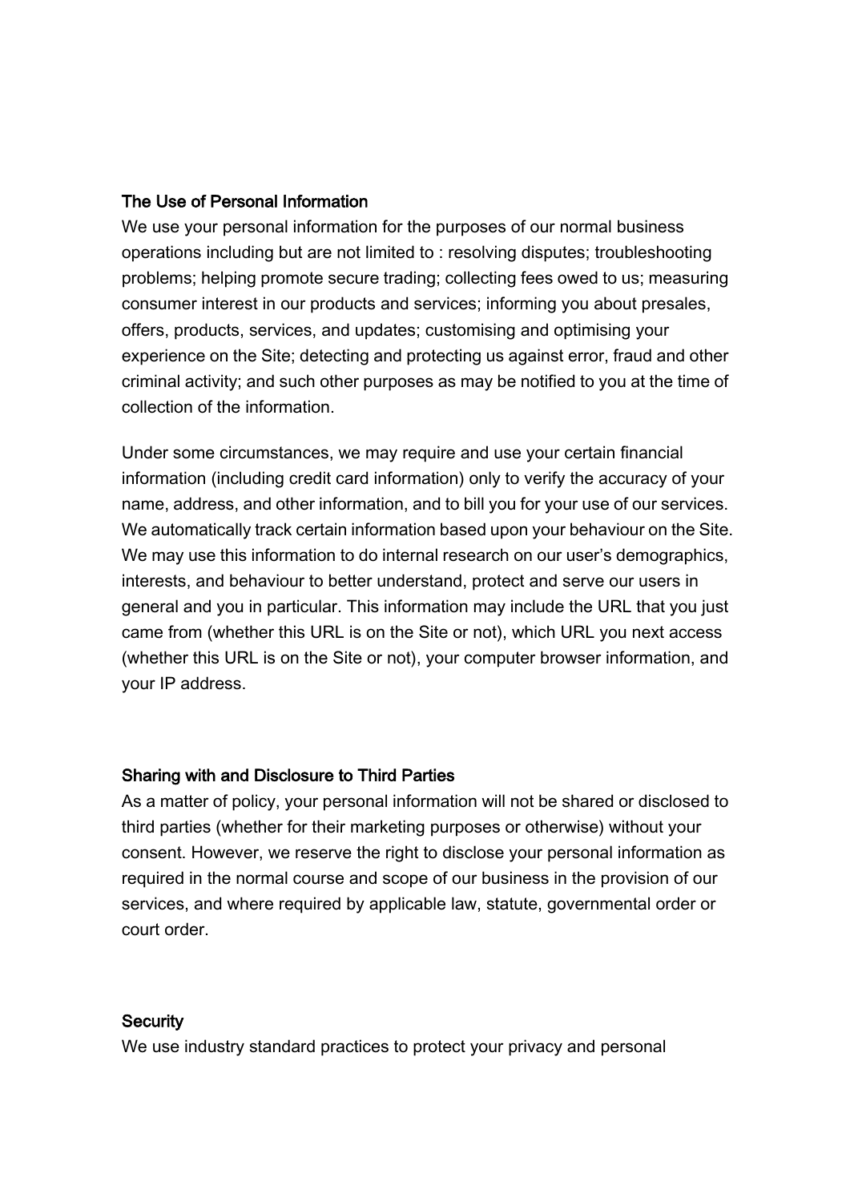### The Use of Personal Information

We use your personal information for the purposes of our normal business operations including but are not limited to : resolving disputes; troubleshooting problems; helping promote secure trading; collecting fees owed to us; measuring consumer interest in our products and services; informing you about presales, offers, products, services, and updates; customising and optimising your experience on the Site; detecting and protecting us against error, fraud and other criminal activity; and such other purposes as may be notified to you at the time of collection of the information.

Under some circumstances, we may require and use your certain financial information (including credit card information) only to verify the accuracy of your name, address, and other information, and to bill you for your use of our services. We automatically track certain information based upon your behaviour on the Site. We may use this information to do internal research on our user's demographics, interests, and behaviour to better understand, protect and serve our users in general and you in particular. This information may include the URL that you just came from (whether this URL is on the Site or not), which URL you next access (whether this URL is on the Site or not), your computer browser information, and your IP address.

### Sharing with and Disclosure to Third Parties

As a matter of policy, your personal information will not be shared or disclosed to third parties (whether for their marketing purposes or otherwise) without your consent. However, we reserve the right to disclose your personal information as required in the normal course and scope of our business in the provision of our services, and where required by applicable law, statute, governmental order or court order.

### Security

We use industry standard practices to protect your privacy and personal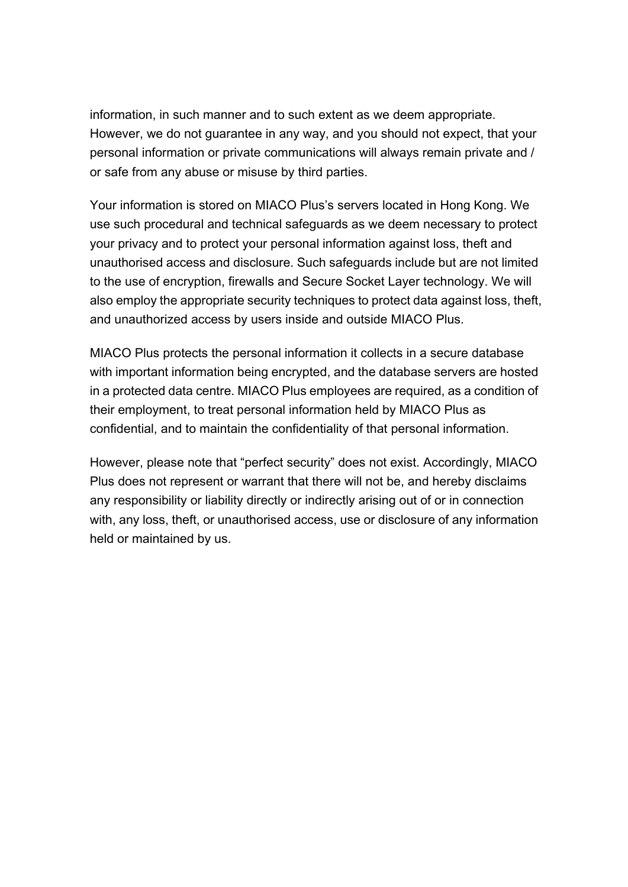information, in such manner and to such extent as we deem appropriate. However, we do not guarantee in any way, and you should not expect, that your personal information or private communications will always remain private and / or safe from any abuse or misuse by third parties.

Your information is stored on MIACO Plus's servers located in Hong Kong. We use such procedural and technical safeguards as we deem necessary to protect your privacy and to protect your personal information against loss, theft and unauthorised access and disclosure. Such safeguards include but are not limited to the use of encryption, firewalls and Secure Socket Layer technology. We will also employ the appropriate security techniques to protect data against loss, theft, and unauthorized access by users inside and outside MIACO Plus.

MIACO Plus protects the personal information it collects in a secure database with important information being encrypted, and the database servers are hosted in a protected data centre. MIACO Plus employees are required, as a condition of their employment, to treat personal information held by MIACO Plus as confidential, and to maintain the confidentiality of that personal information.

However, please note that "perfect security" does not exist. Accordingly, MIACO Plus does not represent or warrant that there will not be, and hereby disclaims any responsibility or liability directly or indirectly arising out of or in connection with, any loss, theft, or unauthorised access, use or disclosure of any information held or maintained by us.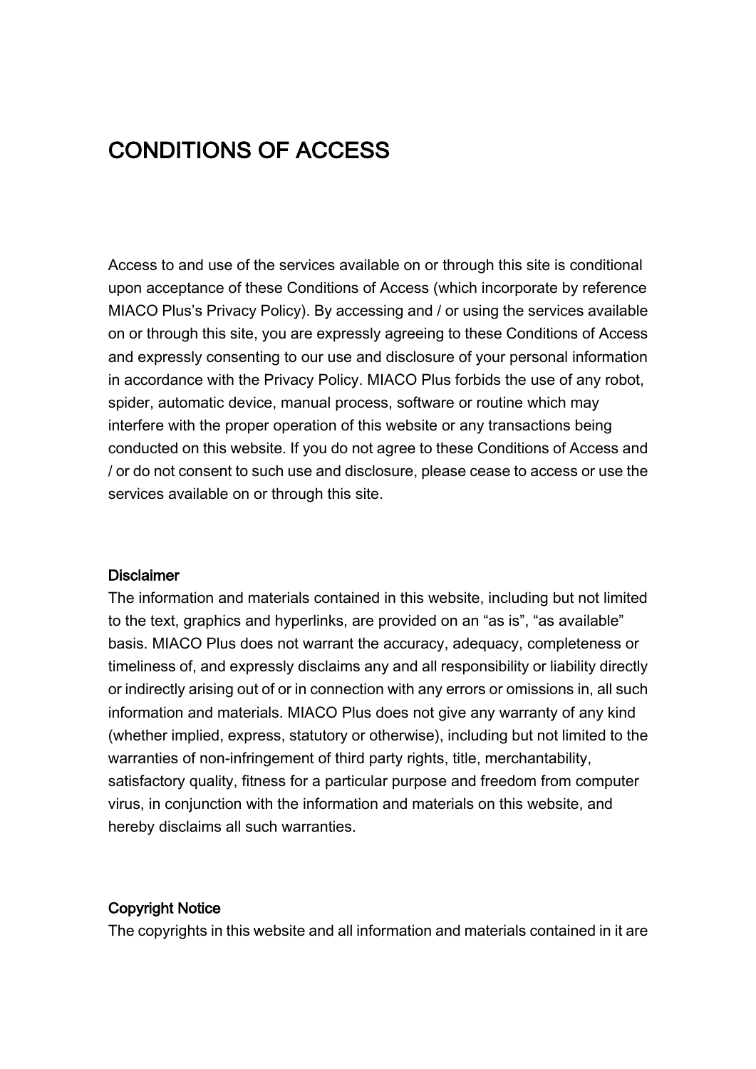# CONDITIONS OF ACCESS

Access to and use of the services available on or through this site is conditional upon acceptance of these Conditions of Access (which incorporate by reference MIACO Plus's Privacy Policy). By accessing and / or using the services available on or through this site, you are expressly agreeing to these Conditions of Access and expressly consenting to our use and disclosure of your personal information in accordance with the Privacy Policy. MIACO Plus forbids the use of any robot, spider, automatic device, manual process, software or routine which may interfere with the proper operation of this website or any transactions being conducted on this website. If you do not agree to these Conditions of Access and / or do not consent to such use and disclosure, please cease to access or use the services available on or through this site.

**Disclaimer**

The information and materials contained in this website, including but not limited to the text, graphics and hyperlinks, are provided on an "as is", "as available" basis. MIACO Plus does not warrant the accuracy, adequacy, completeness or timeliness of, and expressly disclaims any and all responsibility or liability directly or indirectly arising out of or in connection with any errors or omissions in, all such information and materials. MIACO Plus does not give any warranty of any kind (whether implied, express, statutory or otherwise), including but not limited to the warranties of non-infringement of third party rights, title, merchantability, satisfactory quality, fitness for a particular purpose and freedom from computer virus, in conjunction with the information and materials on this website, and hereby disclaims all such warranties.

**Copyright Notice**

The copyrights in this website and all information and materials contained in it are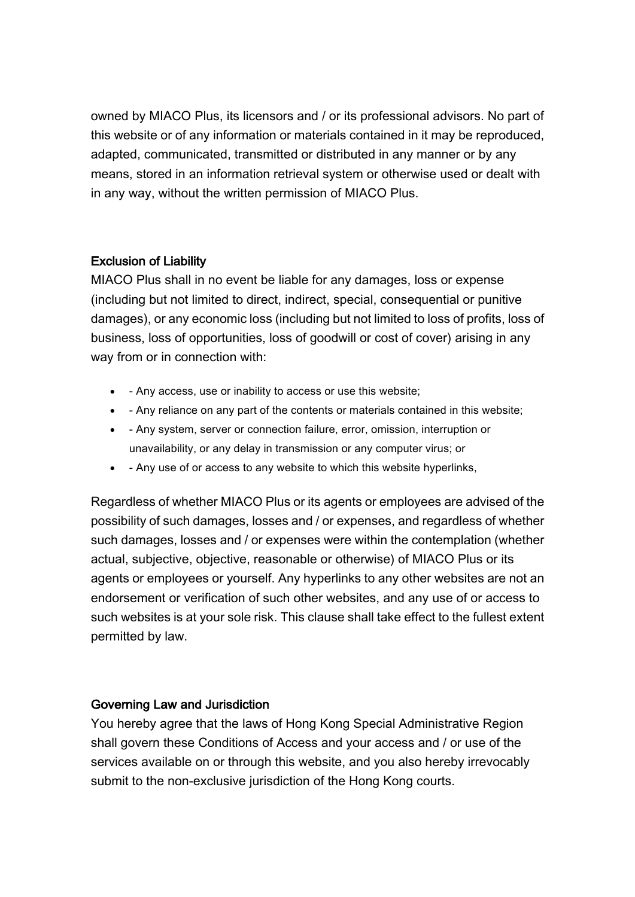owned by MIACO Plus, its licensors and / or its professional advisors. No part of this website or of any information or materials contained in it may be reproduced, adapted, communicated, transmitted or distributed in any manner or by any means, stored in an information retrieval system or otherwise used or dealt with in any way, without the written permission of MIACO Plus.

## Exclusion of Liability

MIACO Plus shall in no event be liable for any damages, loss or expense (including but not limited to direct, indirect, special, consequential or punitive damages), or any economic loss (including but not limited to loss of profits, loss of business, loss of opportunities, loss of goodwill or cost of cover) arising in any way from or in connection with:

- - Any access, use or inability to access or use this website;
- - Any reliance on any part of the contents or materials contained in this website;
- - Any system, server or connection failure, error, omission, interruption or unavailability, or any delay in transmission or any computer virus; or
- - Any use of or access to any website to which this website hyperlinks,

Regardless of whether MIACO Plus or its agents or employees are advised of the possibility of such damages, losses and / or expenses, and regardless of whether such damages, losses and / or expenses were within the contemplation (whether actual, subjective, objective, reasonable or otherwise) of MIACO Plus or its agents or employees or yourself. Any hyperlinks to any other websites are not an endorsement or verification of such other websites, and any use of or access to such websites is at your sole risk. This clause shall take effect to the fullest extent permitted by law.

## Governing Law and Jurisdiction

You hereby agree that the laws of Hong Kong Special Administrative Region shall govern these Conditions of Access and your access and / or use of the services available on or through this website, and you also hereby irrevocably submit to the non-exclusive jurisdiction of the Hong Kong courts.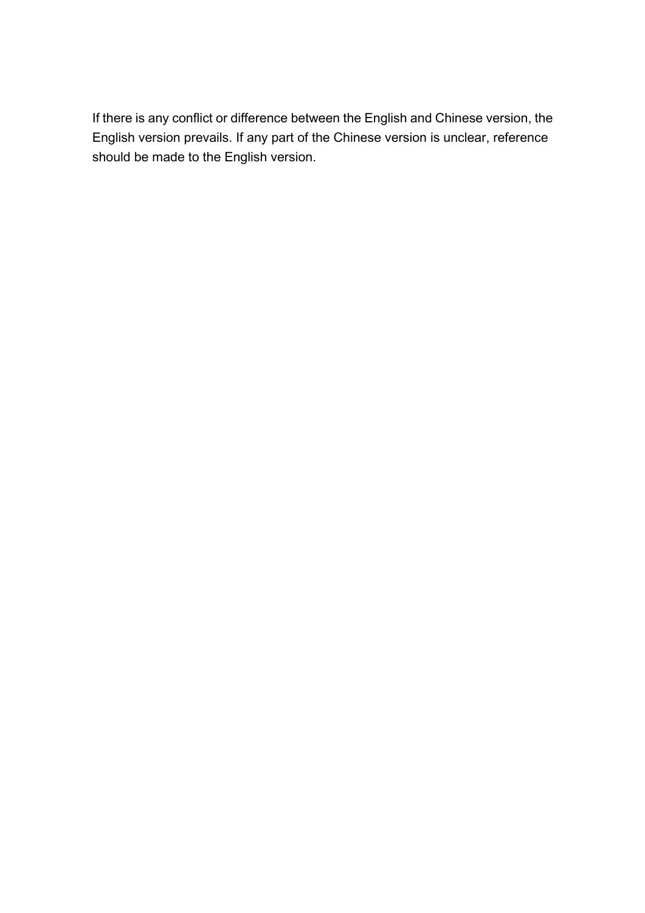If there is any conflict or difference between the English and Chinese version, the English version prevails. If any part of the Chinese version is unclear, reference should be made to the English version.